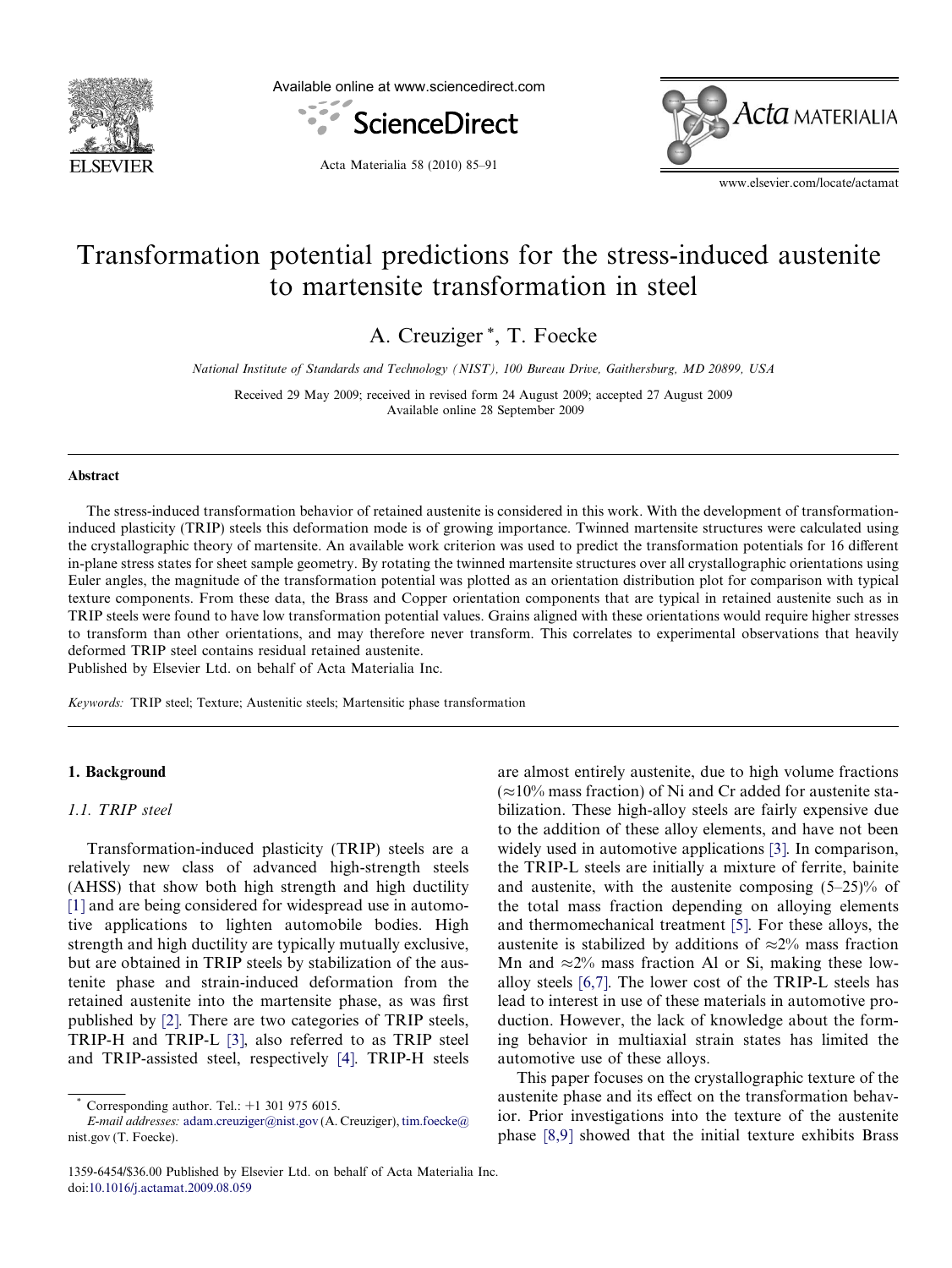# Transformation potential predictions for the stress-induced austenite to martensite transformation in steel

A. Creuziger *, T. Foecke

*National Institute of Standards and Technology (NIST), 100 Bureau Drive, Gaithersburg, MD 20899, USA*

Received 29 May 2009; received in revised form 24 August 2009; accepted 27 August 2009
Available online 28 September 2009

## Abstract

The stress-induced transformation behavior of retained austenite is considered in this work. With the development of transformation-induced plasticity (TRIP) steels this deformation mode is of growing importance. Twinned martensite structures were calculated using the crystallographic theory of martensite. An available work criterion was used to predict the transformation potentials for 16 different in-plane stress states for sheet sample geometry. By rotating the twinned martensite structures over all crystallographic orientations using Euler angles, the magnitude of the transformation potential was plotted as an orientation distribution plot for comparison with typical texture components. From these data, the Brass and Copper orientation components that are typical in retained austenite such as in TRIP steels were found to have low transformation potential values. Grains aligned with these orientations would require higher stresses to transform than other orientations, and may therefore never transform. This correlates to experimental observations that heavily deformed TRIP steel contains residual retained austenite.

Published by Elsevier Ltd. on behalf of Acta Materialia Inc.

*Keywords:* TRIP steel; Texture; Austenitic steels; Martensitic phase transformation

## 1. Background

### 1.1. TRIP steel

Transformation-induced plasticity (TRIP) steels are a relatively new class of advanced high-strength steels (AHSS) that show both high strength and high ductility [1] and are being considered for widespread use in automotive applications to lighten automobile bodies. High strength and high ductility are typically mutually exclusive, but are obtained in TRIP steels by stabilization of the austenite phase and strain-induced deformation from the retained austenite into the martensite phase, as was first published by [2]. There are two categories of TRIP steels, TRIP-H and TRIP-L [3], also referred to as TRIP steel and TRIP-assisted steel, respectively [4]. TRIP-H steels are almost entirely austenite, due to high volume fractions ($\approx$10% mass fraction) of Ni and Cr added for austenite stabilization. These high-alloy steels are fairly expensive due to the addition of these alloy elements, and have not been widely used in automotive applications [3]. In comparison, the TRIP-L steels are initially a mixture of ferrite, bainite and austenite, with the austenite composing (5–25)% of the total mass fraction depending on alloying elements and thermomechanical treatment [5]. For these alloys, the austenite is stabilized by additions of $\approx$2% mass fraction Mn and $\approx$2% mass fraction Al or Si, making these low-alloy steels [6,7]. The lower cost of the TRIP-L steels has lead to interest in use of these materials in automotive production. However, the lack of knowledge about the forming behavior in multiaxial strain states has limited the automotive use of these alloys.

This paper focuses on the crystallographic texture of the austenite phase and its effect on the transformation behavior. Prior investigations into the texture of the austenite phase [8,9] showed that the initial texture exhibits Brass

---

* Corresponding author. Tel.: +1 301 975 6015.
*E-mail addresses:* adam.creuziger@nist.gov (A. Creuziger), tim.foecke@nist.gov (T. Foecke).

1359-6454/$36.00 Published by Elsevier Ltd. on behalf of Acta Materialia Inc.
doi:10.1016/j.actamat.2009.08.059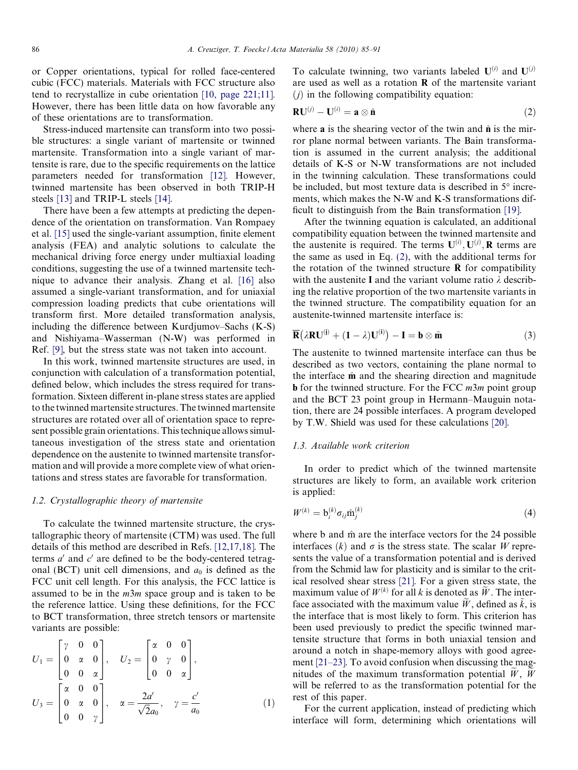or Copper orientations, typical for rolled face-centered cubic (FCC) materials. Materials with FCC structure also tend to recrystallize in cube orientation [10, page 221;11]. However, there has been little data on how favorable any of these orientations are to transformation.

Stress-induced martensite can transform into two possible structures: a single variant of martensite or twinned martensite. Transformation into a single variant of martensite is rare, due to the specific requirements on the lattice parameters needed for transformation [12]. However, twinned martensite has been observed in both TRIP-H steels [13] and TRIP-L steels [14].

There have been a few attempts at predicting the dependence of the orientation on transformation. Van Rompaey et al. [15] used the single-variant assumption, finite element analysis (FEA) and analytic solutions to calculate the mechanical driving force energy under multiaxial loading conditions, suggesting the use of a twinned martensite technique to advance their analysis. Zhang et al. [16] also assumed a single-variant transformation, and for uniaxial compression loading predicts that cube orientations will transform first. More detailed transformation analysis, including the difference between Kurdjumov–Sachs (K-S) and Nishiyama–Wasserman (N-W) was performed in Ref. [9], but the stress state was not taken into account.

In this work, twinned martensite structures are used, in conjunction with calculation of a transformation potential, defined below, which includes the stress required for transformation. Sixteen different in-plane stress states are applied to the twinned martensite structures. The twinned martensite structures are rotated over all of orientation space to represent possible grain orientations. This technique allows simultaneous investigation of the stress state and orientation dependence on the austenite to twinned martensite transformation and will provide a more complete view of what orientations and stress states are favorable for transformation.

### 1.2. Crystallographic theory of martensite

To calculate the twinned martensite structure, the crystallographic theory of martensite (CTM) was used. The full details of this method are described in Refs. [12,17,18]. The terms $a'$ and $c'$ are defined to be the body-centered tetragonal (BCT) unit cell dimensions, and $a_0$ is defined as the FCC unit cell length. For this analysis, the FCC lattice is assumed to be in the $m3m$ space group and is taken to be the reference lattice. Using these definitions, for the FCC to BCT transformation, three stretch tensors or martensite variants are possible:

$$U_1 = \begin{bmatrix} \gamma & 0 & 0 \\ 0 & \alpha & 0 \\ 0 & 0 & \alpha \end{bmatrix}, \quad U_2 = \begin{bmatrix} \alpha & 0 & 0 \\ 0 & \gamma & 0 \\ 0 & 0 & \alpha \end{bmatrix},$$
$$U_3 = \begin{bmatrix} \alpha & 0 & 0 \\ 0 & \alpha & 0 \\ 0 & 0 & \gamma \end{bmatrix}, \quad \alpha = \frac{2a'}{\sqrt{2}a_0}, \quad \gamma = \frac{c'}{a_0} \tag{1}$$

To calculate twinning, two variants labeled $\mathbf{U}^{(i)}$ and $\mathbf{U}^{(j)}$ are used as well as a rotation $\mathbf{R}$ of the martensite variant $(j)$ in the following compatibility equation:

$$\mathbf{R}\mathbf{U}^{(j)} - \mathbf{U}^{(i)} = \mathbf{a} \otimes \hat{\mathbf{n}} \tag{2}$$

where $\mathbf{a}$ is the shearing vector of the twin and $\hat{\mathbf{n}}$ is the mirror plane normal between variants. The Bain transformation is assumed in the current analysis; the additional details of K-S or N-W transformations are not included in the twinning calculation. These transformations could be included, but most texture data is described in 5° increments, which makes the N-W and K-S transformations difficult to distinguish from the Bain transformation [19].

After the twinning equation is calculated, an additional compatibility equation between the twinned martensite and the austenite is required. The terms $\mathbf{U}^{(i)}, \mathbf{U}^{(j)}, \mathbf{R}$ terms are the same as used in Eq. (2), with the additional terms for the rotation of the twinned structure $\overline{\mathbf{R}}$ for compatibility with the austenite $\mathbf{I}$ and the variant volume ratio $\lambda$ describing the relative proportion of the two martensite variants in the twinned structure. The compatibility equation for an austenite-twinned martensite interface is:

$$\overline{\mathbf{R}}\left(\lambda\mathbf{R}\mathbf{U}^{(\mathbf{j})} + (\mathbf{1} - \lambda)\mathbf{U}^{(\mathbf{i})}\right) - \mathbf{I} = \mathbf{b} \otimes \hat{\mathbf{m}} \tag{3}$$

The austenite to twinned martensite interface can thus be described as two vectors, containing the plane normal to the interface $\hat{\mathbf{m}}$ and the shearing direction and magnitude $\mathbf{b}$ for the twinned structure. For the FCC $m3m$ point group and the BCT 23 point group in Hermann–Mauguin notation, there are 24 possible interfaces. A program developed by T.W. Shield was used for these calculations [20].

### 1.3. Available work criterion

In order to predict which of the twinned martensite structures are likely to form, an available work criterion is applied:

$$W^{(k)} = \mathrm{b}_i^{(k)} \sigma_{ij} \hat{\mathrm{m}}_j^{(k)} \tag{4}$$

where b and $\hat{\mathrm{m}}$ are the interface vectors for the 24 possible interfaces $(k)$ and $\sigma$ is the stress state. The scalar $W$ represents the value of a transformation potential and is derived from the Schmid law for plasticity and is similar to the critical resolved shear stress [21]. For a given stress state, the maximum value of $W^{(k)}$ for all $k$ is denoted as $\widetilde{W}$. The interface associated with the maximum value $\widetilde{W}$, defined as $\tilde{k}$, is the interface that is most likely to form. This criterion has been used previously to predict the specific twinned martensite structure that forms in both uniaxial tension and around a notch in shape-memory alloys with good agreement [21–23]. To avoid confusion when discussing the magnitudes of the maximum transformation potential $\widetilde{W}$, $\widetilde{W}$ will be referred to as the transformation potential for the rest of this paper.

For the current application, instead of predicting which interface will form, determining which orientations will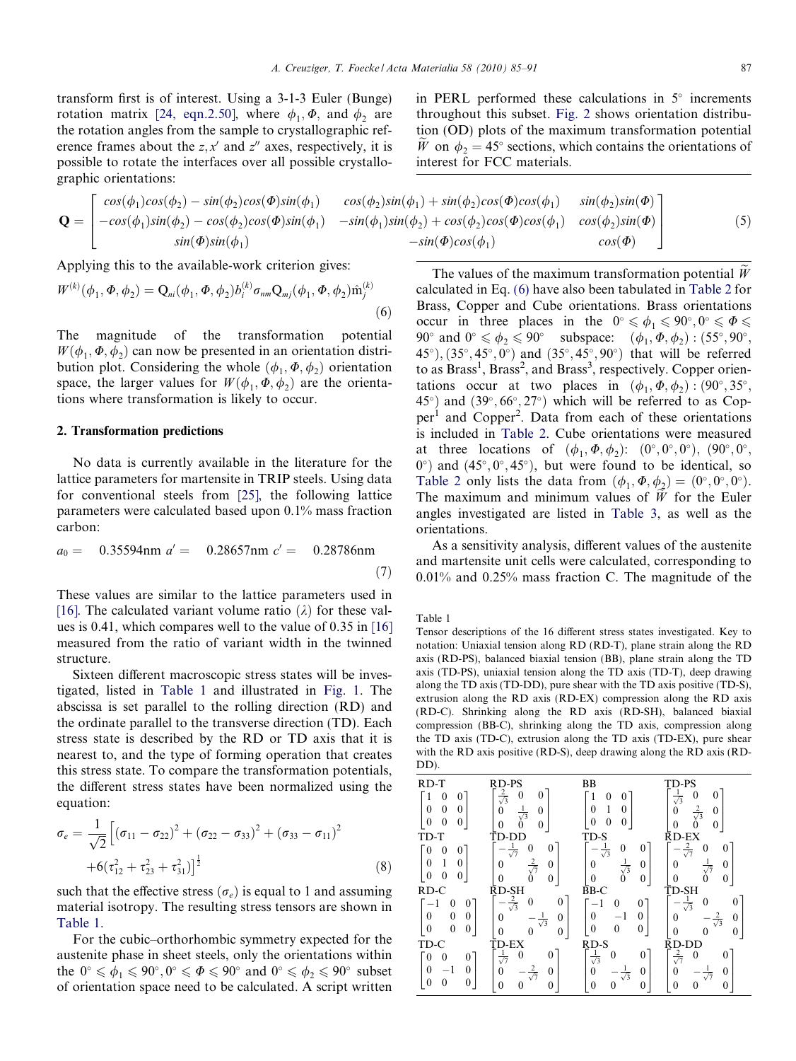transform first is of interest. Using a 3-1-3 Euler (Bunge) rotation matrix [24, eqn.2.50], where $\phi_1, \Phi$, and $\phi_2$ are the rotation angles from the sample to crystallographic reference frames about the $z, x'$ and $z''$ axes, respectively, it is possible to rotate the interfaces over all possible crystallographic orientations:

$$\mathbf{Q} = \begin{bmatrix} \cos(\phi_1)\cos(\phi_2) - \sin(\phi_2)\cos(\Phi)\sin(\phi_1) & \cos(\phi_2)\sin(\phi_1) + \sin(\phi_2)\cos(\Phi)\cos(\phi_1) & \sin(\phi_2)\sin(\Phi) \\ -\cos(\phi_1)\sin(\phi_2) - \cos(\phi_2)\cos(\Phi)\sin(\phi_1) & -\sin(\phi_1)\sin(\phi_2) + \cos(\phi_2)\cos(\Phi)\cos(\phi_1) & \cos(\phi_2)\sin(\Phi) \\ \sin(\Phi)\sin(\phi_1) & -\sin(\Phi)\cos(\phi_1) & \cos(\Phi) \end{bmatrix} \tag{5}$$

Applying this to the available-work criterion gives:

$$W^{(k)}(\phi_1, \Phi, \phi_2) = \mathrm{Q}_{ni}(\phi_1, \Phi, \phi_2) b_i^{(k)} \sigma_{nm} \mathrm{Q}_{mj}(\phi_1, \Phi, \phi_2) \hat{\mathrm{m}}_j^{(k)} \tag{6}$$

The magnitude of the transformation potential $W(\phi_1, \Phi, \phi_2)$ can now be presented in an orientation distribution plot. Considering the whole $(\phi_1, \Phi, \phi_2)$ orientation space, the larger values for $W(\phi_1, \Phi, \phi_2)$ are the orientations where transformation is likely to occur.

## 2. Transformation predictions

No data is currently available in the literature for the lattice parameters for martensite in TRIP steels. Using data for conventional steels from [25], the following lattice parameters were calculated based upon 0.1% mass fraction carbon:

$$a_0 = \quad 0.35594\text{nm} \; a' = \quad 0.28657\text{nm} \; c' = \quad 0.28786\text{nm} \tag{7}$$

These values are similar to the lattice parameters used in [16]. The calculated variant volume ratio ($\lambda$) for these values is 0.41, which compares well to the value of 0.35 in [16] measured from the ratio of variant width in the twinned structure.

Sixteen different macroscopic stress states will be investigated, listed in Table 1 and illustrated in Fig. 1. The abscissa is set parallel to the rolling direction (RD) and the ordinate parallel to the transverse direction (TD). Each stress state is described by the RD or TD axis that it is nearest to, and the type of forming operation that creates this stress state. To compare the transformation potentials, the different stress states have been normalized using the equation:

$$\sigma_e = \frac{1}{\sqrt{2}}\Big[(\sigma_{11} - \sigma_{22})^2 + (\sigma_{22} - \sigma_{33})^2 + (\sigma_{33} - \sigma_{11})^2 + 6(\tau_{12}^2 + \tau_{23}^2 + \tau_{31}^2)\Big]^{\frac{1}{2}} \tag{8}$$

such that the effective stress ($\sigma_e$) is equal to 1 and assuming material isotropy. The resulting stress tensors are shown in Table 1.

For the cubic–orthorhombic symmetry expected for the austenite phase in sheet steels, only the orientations within the $0^\circ \leqslant \phi_1 \leqslant 90^\circ, 0^\circ \leqslant \Phi \leqslant 90^\circ$ and $0^\circ \leqslant \phi_2 \leqslant 90^\circ$ subset of orientation space need to be calculated. A script written in PERL performed these calculations in 5° increments throughout this subset. Fig. 2 shows orientation distribution (OD) plots of the maximum transformation potential $\widetilde{W}$ on $\phi_2 = 45^\circ$ sections, which contains the orientations of interest for FCC materials.

The values of the maximum transformation potential $\widetilde{W}$ calculated in Eq. (6) have also been tabulated in Table 2 for Brass, Copper and Cube orientations. Brass orientations occur in three places in the $0^\circ \leqslant \phi_1 \leqslant 90^\circ, 0^\circ \leqslant \Phi \leqslant 90^\circ$ and $0^\circ \leqslant \phi_2 \leqslant 90^\circ$ subspace: $(\phi_1, \Phi, \phi_2)$ : $(55^\circ, 90^\circ, 45^\circ)$, $(35^\circ, 45^\circ, 0^\circ)$ and $(35^\circ, 45^\circ, 90^\circ)$ that will be referred to as Brass[1], Brass[2], and Brass[3], respectively. Copper orientations occur at two places in $(\phi_1, \Phi, \phi_2)$ : $(90^\circ, 35^\circ, 45^\circ)$ and $(39^\circ, 66^\circ, 27^\circ)$ which will be referred to as Copper[1] and Copper[2]. Data from each of these orientations is included in Table 2. Cube orientations were measured at three locations of $(\phi_1, \Phi, \phi_2)$: $(0^\circ, 0^\circ, 0^\circ)$, $(90^\circ, 0^\circ, 0^\circ)$ and $(45^\circ, 0^\circ, 45^\circ)$, but were found to be identical, so Table 2 only lists the data from $(\phi_1, \Phi, \phi_2) = (0^\circ, 0^\circ, 0^\circ)$. The maximum and minimum values of $\widetilde{W}$ for the Euler angles investigated are listed in Table 3, as well as the orientations.

As a sensitivity analysis, different values of the austenite and martensite unit cells were calculated, corresponding to 0.01% and 0.25% mass fraction C. The magnitude of the

Table 1

Tensor descriptions of the 16 different stress states investigated. Key to notation: Uniaxial tension along RD (RD-T), plane strain along the RD axis (RD-PS), balanced biaxial tension (BB), plane strain along the TD axis (TD-PS), uniaxial tension along the TD axis (TD-T), deep drawing along the TD axis (TD-DD), pure shear with the TD axis positive (TD-S), extrusion along the RD axis (RD-EX) compression along the RD axis (RD-C). Shrinking along the RD axis (RD-SH), balanced biaxial compression (BB-C), shrinking along the TD axis, compression along the TD axis (TD-C), extrusion along the TD axis (TD-EX), pure shear with the RD axis positive (RD-S), deep drawing along the RD axis (RD-DD).

| | | | |
|---|---|---|---|
| RD-T $\begin{bmatrix} 1 & 0 & 0 \\ 0 & 0 & 0 \\ 0 & 0 & 0 \end{bmatrix}$ | RD-PS $\begin{bmatrix} \frac{2}{\sqrt{3}} & 0 & 0 \\ 0 & \frac{1}{\sqrt{3}} & 0 \\ 0 & 0 & 0 \end{bmatrix}$ | BB $\begin{bmatrix} 1 & 0 & 0 \\ 0 & 1 & 0 \\ 0 & 0 & 0 \end{bmatrix}$ | TD-PS $\begin{bmatrix} \frac{1}{\sqrt{3}} & 0 & 0 \\ 0 & \frac{2}{\sqrt{3}} & 0 \\ 0 & 0 & 0 \end{bmatrix}$ |
| TD-T $\begin{bmatrix} 0 & 0 & 0 \\ 0 & 1 & 0 \\ 0 & 0 & 0 \end{bmatrix}$ | TD-DD $\begin{bmatrix} -\frac{1}{\sqrt{7}} & 0 & 0 \\ 0 & \frac{2}{\sqrt{7}} & 0 \\ 0 & 0 & 0 \end{bmatrix}$ | TD-S $\begin{bmatrix} -\frac{1}{\sqrt{3}} & 0 & 0 \\ 0 & \frac{1}{\sqrt{3}} & 0 \\ 0 & 0 & 0 \end{bmatrix}$ | RD-EX $\begin{bmatrix} -\frac{2}{\sqrt{7}} & 0 & 0 \\ 0 & \frac{1}{\sqrt{7}} & 0 \\ 0 & 0 & 0 \end{bmatrix}$ |
| RD-C $\begin{bmatrix} -1 & 0 & 0 \\ 0 & 0 & 0 \\ 0 & 0 & 0 \end{bmatrix}$ | RD-SH $\begin{bmatrix} -\frac{2}{\sqrt{3}} & 0 & 0 \\ 0 & -\frac{1}{\sqrt{3}} & 0 \\ 0 & 0 & 0 \end{bmatrix}$ | BB-C $\begin{bmatrix} -1 & 0 & 0 \\ 0 & -1 & 0 \\ 0 & 0 & 0 \end{bmatrix}$ | TD-SH $\begin{bmatrix} -\frac{1}{\sqrt{3}} & 0 & 0 \\ 0 & -\frac{2}{\sqrt{3}} & 0 \\ 0 & 0 & 0 \end{bmatrix}$ |
| TD-C $\begin{bmatrix} 0 & 0 & 0 \\ 0 & -1 & 0 \\ 0 & 0 & 0 \end{bmatrix}$ | TD-EX $\begin{bmatrix} \frac{1}{\sqrt{7}} & 0 & 0 \\ 0 & -\frac{2}{\sqrt{7}} & 0 \\ 0 & 0 & 0 \end{bmatrix}$ | RD-S $\begin{bmatrix} \frac{1}{\sqrt{3}} & 0 & 0 \\ 0 & -\frac{1}{\sqrt{3}} & 0 \\ 0 & 0 & 0 \end{bmatrix}$ | RD-DD $\begin{bmatrix} \frac{2}{\sqrt{7}} & 0 & 0 \\ 0 & -\frac{1}{\sqrt{7}} & 0 \\ 0 & 0 & 0 \end{bmatrix}$ |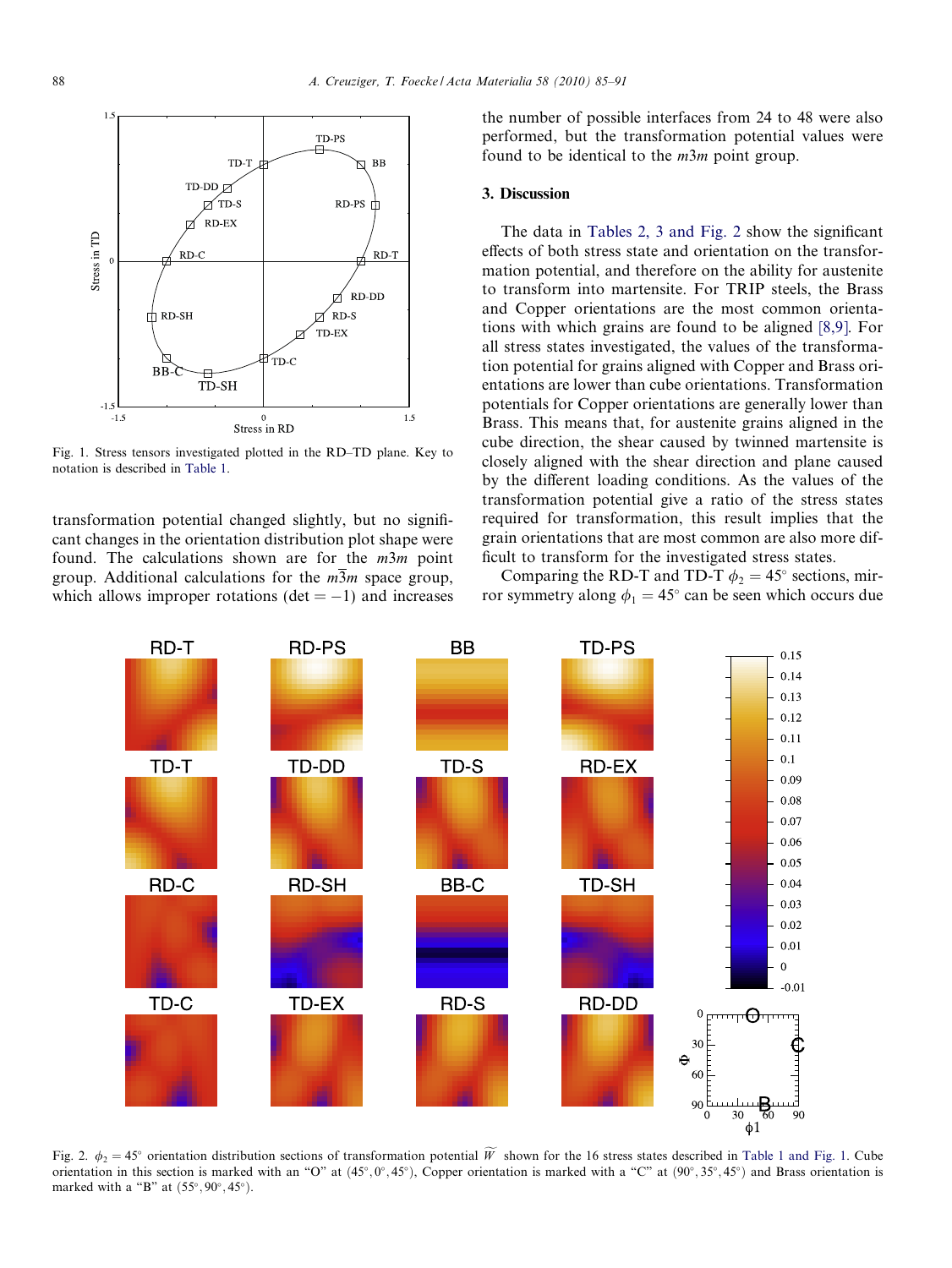Fig. 1. Stress tensors investigated plotted in the RD–TD plane. Key to notation is described in Table 1.

transformation potential changed slightly, but no significant changes in the orientation distribution plot shape were found. The calculations shown are for the $m3m$ point group. Additional calculations for the $m\bar{3}m$ space group, which allows improper rotations (det = −1) and increases the number of possible interfaces from 24 to 48 were also performed, but the transformation potential values were found to be identical to the $m3m$ point group.

## 3. Discussion

The data in Tables 2, 3 and Fig. 2 show the significant effects of both stress state and orientation on the transformation potential, and therefore on the ability for austenite to transform into martensite. For TRIP steels, the Brass and Copper orientations are the most common orientations with which grains are found to be aligned [8,9]. For all stress states investigated, the values of the transformation potential for grains aligned with Copper and Brass orientations are lower than cube orientations. Transformation potentials for Copper orientations are generally lower than Brass. This means that, for austenite grains aligned in the cube direction, the shear caused by twinned martensite is closely aligned with the shear direction and plane caused by the different loading conditions. As the values of the transformation potential give a ratio of the stress states required for transformation, this result implies that the grain orientations that are most common are also more difficult to transform for the investigated stress states.

Comparing the RD-T and TD-T $\phi_2 = 45^\circ$ sections, mirror symmetry along $\phi_1 = 45^\circ$ can be seen which occurs due

Fig. 2. $\phi_2 = 45^\circ$ orientation distribution sections of transformation potential $\widetilde{W}$ shown for the 16 stress states described in Table 1 and Fig. 1. Cube orientation in this section is marked with an "O" at $(45^\circ, 0^\circ, 45^\circ)$, Copper orientation is marked with a "C" at $(90^\circ, 35^\circ, 45^\circ)$ and Brass orientation is marked with a "B" at $(55^\circ, 90^\circ, 45^\circ)$.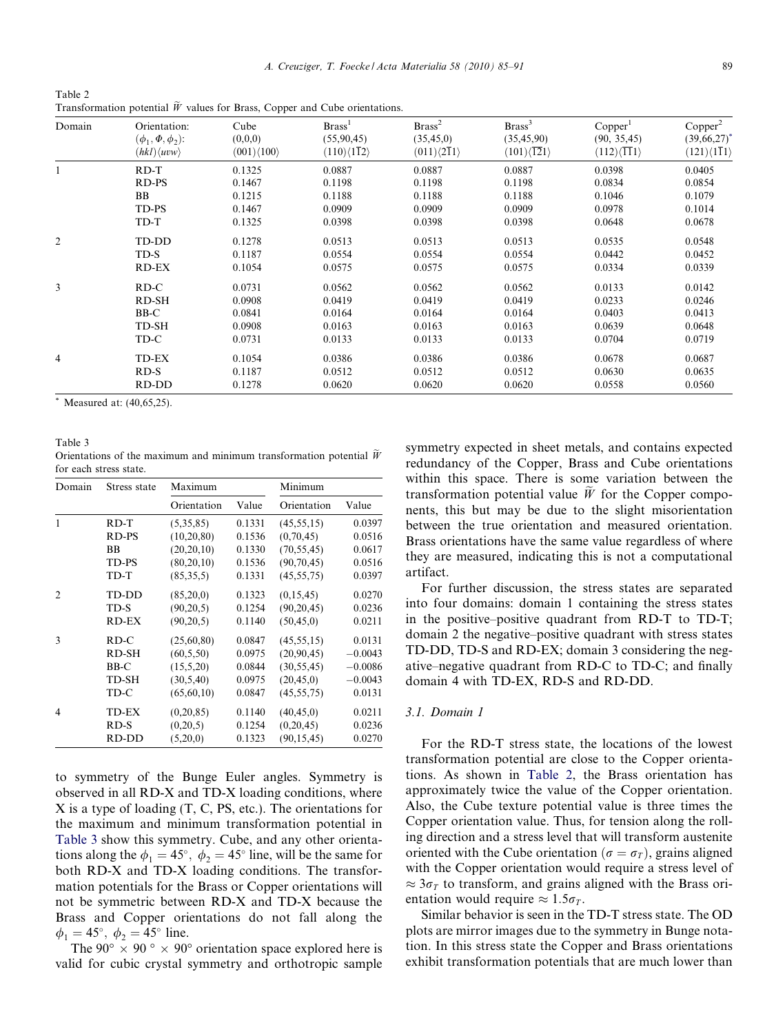Table 2
Transformation potential $\widetilde{W}$ values for Brass, Copper and Cube orientations.

| Domain | Orientation: $(\phi_1, \Phi, \phi_2)$: $(hkl)\langle uvw\rangle$ | Cube (0,0,0) $(001)\langle 100\rangle$ | Brass[1] (55,90,45) $(110)\langle 1\bar{1}2\rangle$ | Brass[2] (35,45,0) $(011)\langle 2\bar{1}1\rangle$ | Brass[3] (35,45,90) $(101)\langle \bar{1}21\rangle$ | Copper[1] (90, 35,45) $(112)\langle \bar{1}\bar{1}1\rangle$ | Copper[2] (39,66,27)* $(121)\langle 1\bar{1}1\rangle$ |
|---|---|---|---|---|---|---|---|
| 1 | RD-T | 0.1325 | 0.0887 | 0.0887 | 0.0887 | 0.0398 | 0.0405 |
| | RD-PS | 0.1467 | 0.1198 | 0.1198 | 0.1198 | 0.0834 | 0.0854 |
| | BB | 0.1215 | 0.1188 | 0.1188 | 0.1188 | 0.1046 | 0.1079 |
| | TD-PS | 0.1467 | 0.0909 | 0.0909 | 0.0909 | 0.0978 | 0.1014 |
| | TD-T | 0.1325 | 0.0398 | 0.0398 | 0.0398 | 0.0648 | 0.0678 |
| 2 | TD-DD | 0.1278 | 0.0513 | 0.0513 | 0.0513 | 0.0535 | 0.0548 |
| | TD-S | 0.1187 | 0.0554 | 0.0554 | 0.0554 | 0.0442 | 0.0452 |
| | RD-EX | 0.1054 | 0.0575 | 0.0575 | 0.0575 | 0.0334 | 0.0339 |
| 3 | RD-C | 0.0731 | 0.0562 | 0.0562 | 0.0562 | 0.0133 | 0.0142 |
| | RD-SH | 0.0908 | 0.0419 | 0.0419 | 0.0419 | 0.0233 | 0.0246 |
| | BB-C | 0.0841 | 0.0164 | 0.0164 | 0.0164 | 0.0403 | 0.0413 |
| | TD-SH | 0.0908 | 0.0163 | 0.0163 | 0.0163 | 0.0639 | 0.0648 |
| | TD-C | 0.0731 | 0.0133 | 0.0133 | 0.0133 | 0.0704 | 0.0719 |
| 4 | TD-EX | 0.1054 | 0.0386 | 0.0386 | 0.0386 | 0.0678 | 0.0687 |
| | RD-S | 0.1187 | 0.0512 | 0.0512 | 0.0512 | 0.0630 | 0.0635 |
| | RD-DD | 0.1278 | 0.0620 | 0.0620 | 0.0620 | 0.0558 | 0.0560 |

\* Measured at: (40,65,25).

Table 3
Orientations of the maximum and minimum transformation potential $\widetilde{W}$ for each stress state.

| Domain | Stress state | Maximum | | Minimum | |
|---|---|---|---|---|---|
| | | Orientation | Value | Orientation | Value |
| 1 | RD-T | (5,35,85) | 0.1331 | (45,55,15) | 0.0397 |
| | RD-PS | (10,20,80) | 0.1536 | (0,70,45) | 0.0516 |
| | BB | (20,20,10) | 0.1330 | (70,55,45) | 0.0617 |
| | TD-PS | (80,20,10) | 0.1536 | (90,70,45) | 0.0516 |
| | TD-T | (85,35,5) | 0.1331 | (45,55,75) | 0.0397 |
| 2 | TD-DD | (85,20,0) | 0.1323 | (0,15,45) | 0.0270 |
| | TD-S | (90,20,5) | 0.1254 | (90,20,45) | 0.0236 |
| | RD-EX | (90,20,5) | 0.1140 | (50,45,0) | 0.0211 |
| 3 | RD-C | (25,60,80) | 0.0847 | (45,55,15) | 0.0131 |
| | RD-SH | (60,5,50) | 0.0975 | (20,90,45) | −0.0043 |
| | BB-C | (15,5,20) | 0.0844 | (30,55,45) | −0.0086 |
| | TD-SH | (30,5,40) | 0.0975 | (20,45,0) | −0.0043 |
| | TD-C | (65,60,10) | 0.0847 | (45,55,75) | 0.0131 |
| 4 | TD-EX | (0,20,85) | 0.1140 | (40,45,0) | 0.0211 |
| | RD-S | (0,20,5) | 0.1254 | (0,20,45) | 0.0236 |
| | RD-DD | (5,20,0) | 0.1323 | (90,15,45) | 0.0270 |

to symmetry of the Bunge Euler angles. Symmetry is observed in all RD-X and TD-X loading conditions, where X is a type of loading (T, C, PS, etc.). The orientations for the maximum and minimum transformation potential in Table 3 show this symmetry. Cube, and any other orientations along the $\phi_1 = 45^\circ$, $\phi_2 = 45^\circ$ line, will be the same for both RD-X and TD-X loading conditions. The transformation potentials for the Brass or Copper orientations will not be symmetric between RD-X and TD-X because the Brass and Copper orientations do not fall along the $\phi_1 = 45^\circ$, $\phi_2 = 45^\circ$ line.

The $90^\circ \times 90^\circ \times 90^\circ$ orientation space explored here is valid for cubic crystal symmetry and orthotropic sample symmetry expected in sheet metals, and contains expected redundancy of the Copper, Brass and Cube orientations within this space. There is some variation between the transformation potential value $\widetilde{W}$ for the Copper components, this but may be due to the slight misorientation between the true orientation and measured orientation. Brass orientations have the same value regardless of where they are measured, indicating this is not a computational artifact.

For further discussion, the stress states are separated into four domains: domain 1 containing the stress states in the positive–positive quadrant from RD-T to TD-T; domain 2 the negative–positive quadrant with stress states TD-DD, TD-S and RD-EX; domain 3 considering the negative–negative quadrant from RD-C to TD-C; and finally domain 4 with TD-EX, RD-S and RD-DD.

### 3.1. Domain 1

For the RD-T stress state, the locations of the lowest transformation potential are close to the Copper orientations. As shown in Table 2, the Brass orientation has approximately twice the value of the Copper orientation. Also, the Cube texture potential value is three times the Copper orientation value. Thus, for tension along the rolling direction and a stress level that will transform austenite oriented with the Cube orientation ($\sigma = \sigma_T$), grains aligned with the Copper orientation would require a stress level of $\approx 3\sigma_T$ to transform, and grains aligned with the Brass orientation would require $\approx 1.5\sigma_T$.

Similar behavior is seen in the TD-T stress state. The OD plots are mirror images due to the symmetry in Bunge notation. In this stress state the Copper and Brass orientations exhibit transformation potentials that are much lower than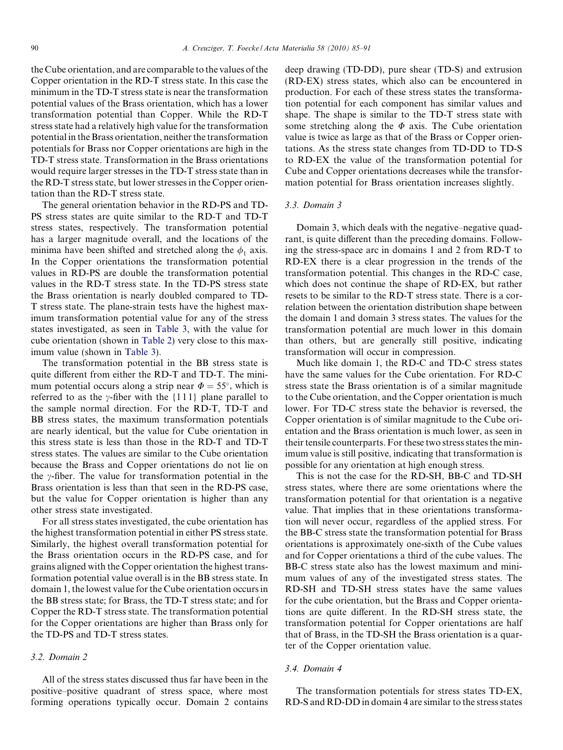the Cube orientation, and are comparable to the values of the Copper orientation in the RD-T stress state. In this case the minimum in the TD-T stress state is near the transformation potential values of the Brass orientation, which has a lower transformation potential than Copper. While the RD-T stress state had a relatively high value for the transformation potential in the Brass orientation, neither the transformation potentials for Brass nor Copper orientations are high in the TD-T stress state. Transformation in the Brass orientations would require larger stresses in the TD-T stress state than in the RD-T stress state, but lower stresses in the Copper orientation than the RD-T stress state.

The general orientation behavior in the RD-PS and TD-PS stress states are quite similar to the RD-T and TD-T stress states, respectively. The transformation potential has a larger magnitude overall, and the locations of the minima have been shifted and stretched along the $\phi_1$ axis. In the Copper orientations the transformation potential values in RD-PS are double the transformation potential values in the RD-T stress state. In the TD-PS stress state the Brass orientation is nearly doubled compared to TD-T stress state. The plane-strain tests have the highest maximum transformation potential value for any of the stress states investigated, as seen in Table 3, with the value for cube orientation (shown in Table 2) very close to this maximum value (shown in Table 3).

The transformation potential in the BB stress state is quite different from either the RD-T and TD-T. The minimum potential occurs along a strip near $\Phi = 55^\circ$, which is referred to as the $\gamma$-fiber with the {111} plane parallel to the sample normal direction. For the RD-T, TD-T and BB stress states, the maximum transformation potentials are nearly identical, but the value for Cube orientation in this stress state is less than those in the RD-T and TD-T stress states. The values are similar to the Cube orientation because the Brass and Copper orientations do not lie on the $\gamma$-fiber. The value for transformation potential in the Brass orientation is less than that seen in the RD-PS case, but the value for Copper orientation is higher than any other stress state investigated.

For all stress states investigated, the cube orientation has the highest transformation potential in either PS stress state. Similarly, the highest overall transformation potential for the Brass orientation occurs in the RD-PS case, and for grains aligned with the Copper orientation the highest transformation potential value overall is in the BB stress state. In domain 1, the lowest value for the Cube orientation occurs in the BB stress state; for Brass, the TD-T stress state; and for Copper the RD-T stress state. The transformation potential for the Copper orientations are higher than Brass only for the TD-PS and TD-T stress states.

### 3.2. Domain 2

All of the stress states discussed thus far have been in the positive–positive quadrant of stress space, where most forming operations typically occur. Domain 2 contains deep drawing (TD-DD), pure shear (TD-S) and extrusion (RD-EX) stress states, which also can be encountered in production. For each of these stress states the transformation potential for each component has similar values and shape. The shape is similar to the TD-T stress state with some stretching along the $\Phi$ axis. The Cube orientation value is twice as large as that of the Brass or Copper orientations. As the stress state changes from TD-DD to TD-S to RD-EX the value of the transformation potential for Cube and Copper orientations decreases while the transformation potential for Brass orientation increases slightly.

### 3.3. Domain 3

Domain 3, which deals with the negative–negative quadrant, is quite different than the preceding domains. Following the stress-space arc in domains 1 and 2 from RD-T to RD-EX there is a clear progression in the trends of the transformation potential. This changes in the RD-C case, which does not continue the shape of RD-EX, but rather resets to be similar to the RD-T stress state. There is a correlation between the orientation distribution shape between the domain 1 and domain 3 stress states. The values for the transformation potential are much lower in this domain than others, but are generally still positive, indicating transformation will occur in compression.

Much like domain 1, the RD-C and TD-C stress states have the same values for the Cube orientation. For RD-C stress state the Brass orientation is of a similar magnitude to the Cube orientation, and the Copper orientation is much lower. For TD-C stress state the behavior is reversed, the Copper orientation is of similar magnitude to the Cube orientation and the Brass orientation is much lower, as seen in their tensile counterparts. For these two stress states the minimum value is still positive, indicating that transformation is possible for any orientation at high enough stress.

This is not the case for the RD-SH, BB-C and TD-SH stress states, where there are some orientations where the transformation potential for that orientation is a negative value. That implies that in these orientations transformation will never occur, regardless of the applied stress. For the BB-C stress state the transformation potential for Brass orientations is approximately one-sixth of the Cube values and for Copper orientations a third of the cube values. The BB-C stress state also has the lowest maximum and minimum values of any of the investigated stress states. The RD-SH and TD-SH stress states have the same values for the cube orientation, but the Brass and Copper orientations are quite different. In the RD-SH stress state, the transformation potential for Copper orientations are half that of Brass, in the TD-SH the Brass orientation is a quarter of the Copper orientation value.

### 3.4. Domain 4

The transformation potentials for stress states TD-EX, RD-S and RD-DD in domain 4 are similar to the stress states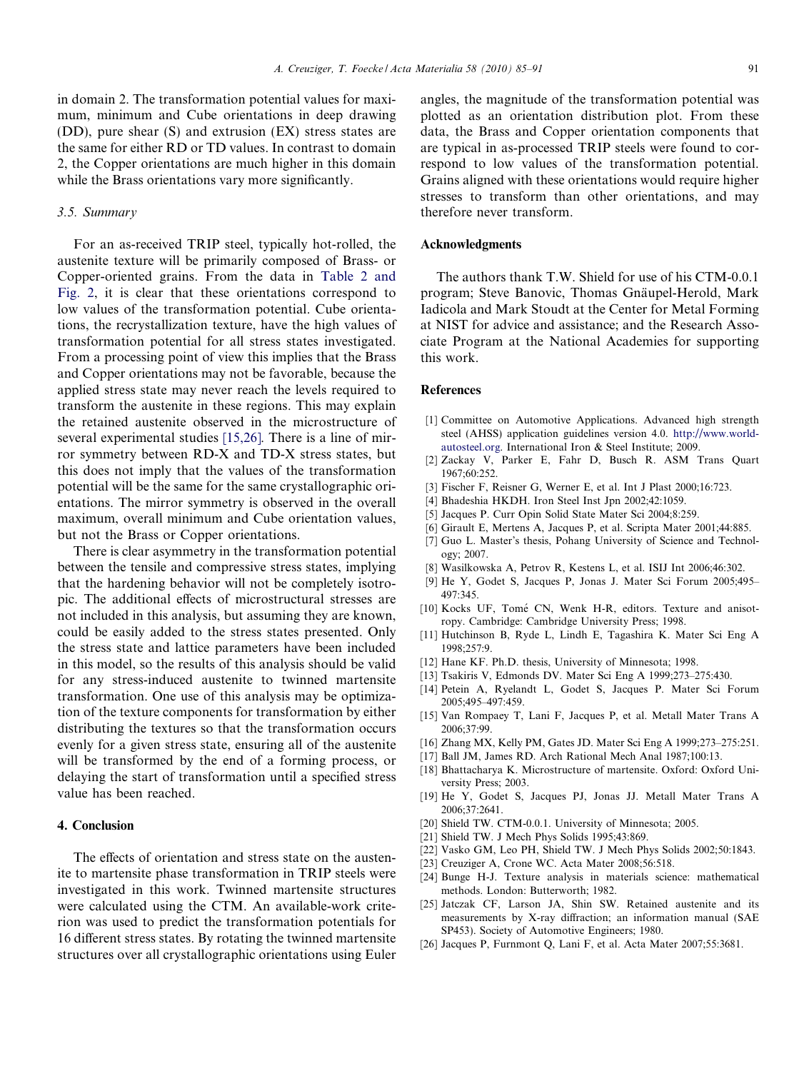in domain 2. The transformation potential values for maximum, minimum and Cube orientations in deep drawing (DD), pure shear (S) and extrusion (EX) stress states are the same for either RD or TD values. In contrast to domain 2, the Copper orientations are much higher in this domain while the Brass orientations vary more significantly.

### 3.5. Summary

For an as-received TRIP steel, typically hot-rolled, the austenite texture will be primarily composed of Brass- or Copper-oriented grains. From the data in Table 2 and Fig. 2, it is clear that these orientations correspond to low values of the transformation potential. Cube orientations, the recrystallization texture, have the high values of transformation potential for all stress states investigated. From a processing point of view this implies that the Brass and Copper orientations may not be favorable, because the applied stress state may never reach the levels required to transform the austenite in these regions. This may explain the retained austenite observed in the microstructure of several experimental studies [15,26]. There is a line of mirror symmetry between RD-X and TD-X stress states, but this does not imply that the values of the transformation potential will be the same for the same crystallographic orientations. The mirror symmetry is observed in the overall maximum, overall minimum and Cube orientation values, but not the Brass or Copper orientations.

There is clear asymmetry in the transformation potential between the tensile and compressive stress states, implying that the hardening behavior will not be completely isotropic. The additional effects of microstructural stresses are not included in this analysis, but assuming they are known, could be easily added to the stress states presented. Only the stress state and lattice parameters have been included in this model, so the results of this analysis should be valid for any stress-induced austenite to twinned martensite transformation. One use of this analysis may be optimization of the texture components for transformation by either distributing the textures so that the transformation occurs evenly for a given stress state, ensuring all of the austenite will be transformed by the end of a forming process, or delaying the start of transformation until a specified stress value has been reached.

## 4. Conclusion

The effects of orientation and stress state on the austenite to martensite phase transformation in TRIP steels were investigated in this work. Twinned martensite structures were calculated using the CTM. An available-work criterion was used to predict the transformation potentials for 16 different stress states. By rotating the twinned martensite structures over all crystallographic orientations using Euler angles, the magnitude of the transformation potential was plotted as an orientation distribution plot. From these data, the Brass and Copper orientation components that are typical in as-processed TRIP steels were found to correspond to low values of the transformation potential. Grains aligned with these orientations would require higher stresses to transform than other orientations, and may therefore never transform.

## Acknowledgments

The authors thank T.W. Shield for use of his CTM-0.0.1 program; Steve Banovic, Thomas Gnäupel-Herold, Mark Iadicola and Mark Stoudt at the Center for Metal Forming at NIST for advice and assistance; and the Research Associate Program at the National Academies for supporting this work.

## References

[1] Committee on Automotive Applications. Advanced high strength steel (AHSS) application guidelines version 4.0. http://www.worldautosteel.org. International Iron & Steel Institute; 2009.

[2] Zackay V, Parker E, Fahr D, Busch R. ASM Trans Quart 1967;60:252.

[3] Fischer F, Reisner G, Werner E, et al. Int J Plast 2000;16:723.

[4] Bhadeshia HKDH. Iron Steel Inst Jpn 2002;42:1059.

[5] Jacques P. Curr Opin Solid State Mater Sci 2004;8:259.

[6] Girault E, Mertens A, Jacques P, et al. Scripta Mater 2001;44:885.

[7] Guo L. Master's thesis, Pohang University of Science and Technology; 2007.

[8] Wasilkowska A, Petrov R, Kestens L, et al. ISIJ Int 2006;46:302.

[9] He Y, Godet S, Jacques P, Jonas J. Mater Sci Forum 2005;495–497:345.

[10] Kocks UF, Tomé CN, Wenk H-R, editors. Texture and anisotropy. Cambridge: Cambridge University Press; 1998.

[11] Hutchinson B, Ryde L, Lindh E, Tagashira K. Mater Sci Eng A 1998;257:9.

[12] Hane KF. Ph.D. thesis, University of Minnesota; 1998.

[13] Tsakiris V, Edmonds DV. Mater Sci Eng A 1999;273–275:430.

[14] Petein A, Ryelandt L, Godet S, Jacques P. Mater Sci Forum 2005;495–497:459.

[15] Van Rompaey T, Lani F, Jacques P, et al. Metall Mater Trans A 2006;37:99.

[16] Zhang MX, Kelly PM, Gates JD. Mater Sci Eng A 1999;273–275:251.

[17] Ball JM, James RD. Arch Rational Mech Anal 1987;100:13.

[18] Bhattacharya K. Microstructure of martensite. Oxford: Oxford University Press; 2003.

[19] He Y, Godet S, Jacques PJ, Jonas JJ. Metall Mater Trans A 2006;37:2641.

[20] Shield TW. CTM-0.0.1. University of Minnesota; 2005.

[21] Shield TW. J Mech Phys Solids 1995;43:869.

[22] Vasko GM, Leo PH, Shield TW. J Mech Phys Solids 2002;50:1843.

[23] Creuziger A, Crone WC. Acta Mater 2008;56:518.

[24] Bunge H-J. Texture analysis in materials science: mathematical methods. London: Butterworth; 1982.

[25] Jatczak CF, Larson JA, Shin SW. Retained austenite and its measurements by X-ray diffraction; an information manual (SAE SP453). Society of Automotive Engineers; 1980.

[26] Jacques P, Furnmont Q, Lani F, et al. Acta Mater 2007;55:3681.